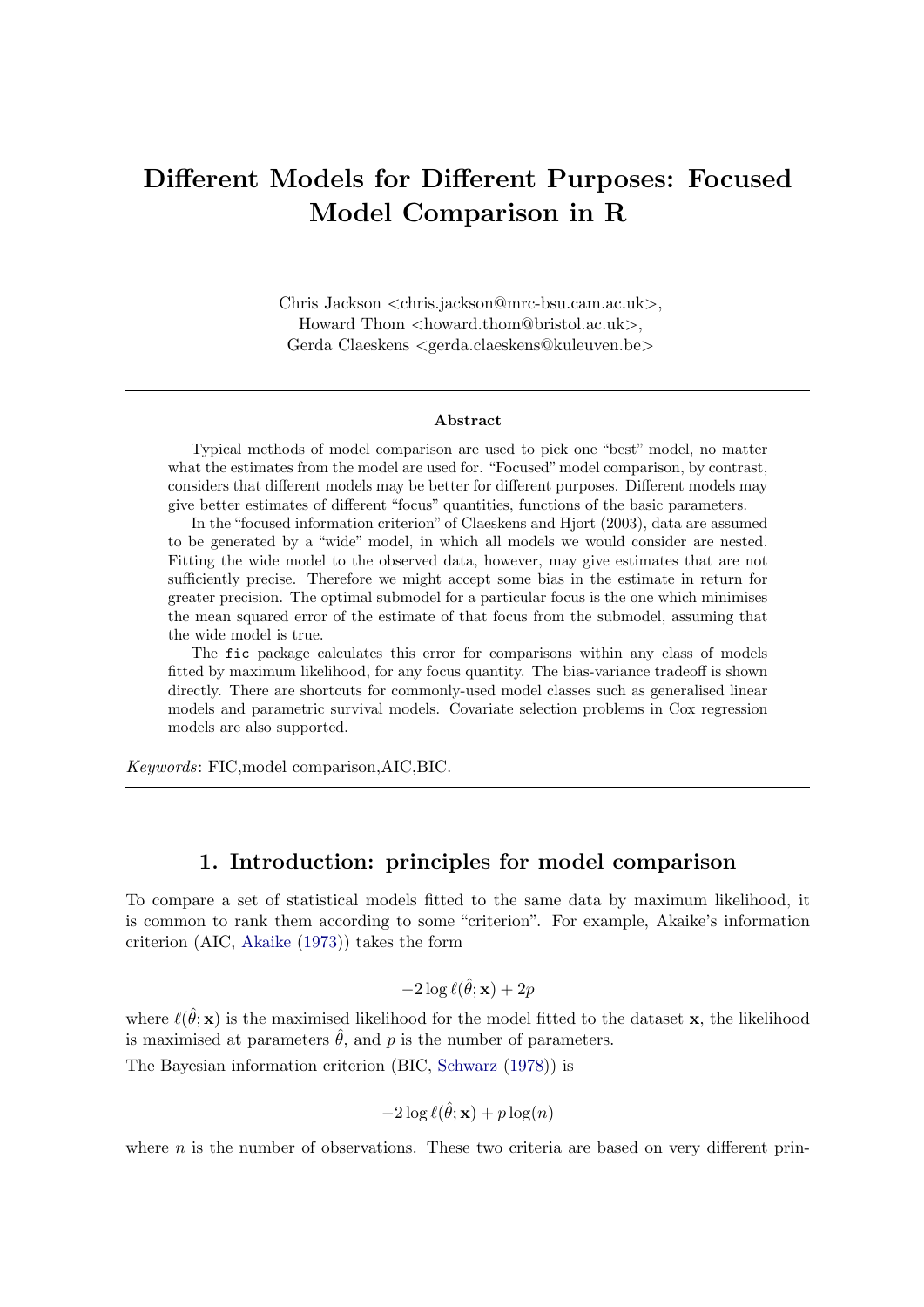# Different Models for Different Purposes: Focused Model Comparison in R

Chris Jackson <chris.jackson@mrc-bsu.cam.ac.uk>,
Howard Thom <howard.thom@bristol.ac.uk>,
Gerda Claeskens <gerda.claeskens@kuleuven.be>

---

**Abstract**

Typical methods of model comparison are used to pick one "best" model, no matter what the estimates from the model are used for. "Focused" model comparison, by contrast, considers that different models may be better for different purposes. Different models may give better estimates of different "focus" quantities, functions of the basic parameters.

In the "focused information criterion" of Claeskens and Hjort (2003), data are assumed to be generated by a "wide" model, in which all models we would consider are nested. Fitting the wide model to the observed data, however, may give estimates that are not sufficiently precise. Therefore we might accept some bias in the estimate in return for greater precision. The optimal submodel for a particular focus is the one which minimises the mean squared error of the estimate of that focus from the submodel, assuming that the wide model is true.

The `fic` package calculates this error for comparisons within any class of models fitted by maximum likelihood, for any focus quantity. The bias-variance tradeoff is shown directly. There are shortcuts for commonly-used model classes such as generalised linear models and parametric survival models. Covariate selection problems in Cox regression models are also supported.

*Keywords*: FIC,model comparison,AIC,BIC.

---

## 1. Introduction: principles for model comparison

To compare a set of statistical models fitted to the same data by maximum likelihood, it is common to rank them according to some "criterion". For example, Akaike's information criterion (AIC, Akaike (1973)) takes the form

$$-2 \log \ell(\hat{\theta}; \mathbf{x}) + 2p$$

where $\ell(\hat{\theta}; \mathbf{x})$ is the maximised likelihood for the model fitted to the dataset $\mathbf{x}$, the likelihood is maximised at parameters $\hat{\theta}$, and $p$ is the number of parameters.

The Bayesian information criterion (BIC, Schwarz (1978)) is

$$-2 \log \ell(\hat{\theta}; \mathbf{x}) + p \log(n)$$

where $n$ is the number of observations. These two criteria are based on very different prin-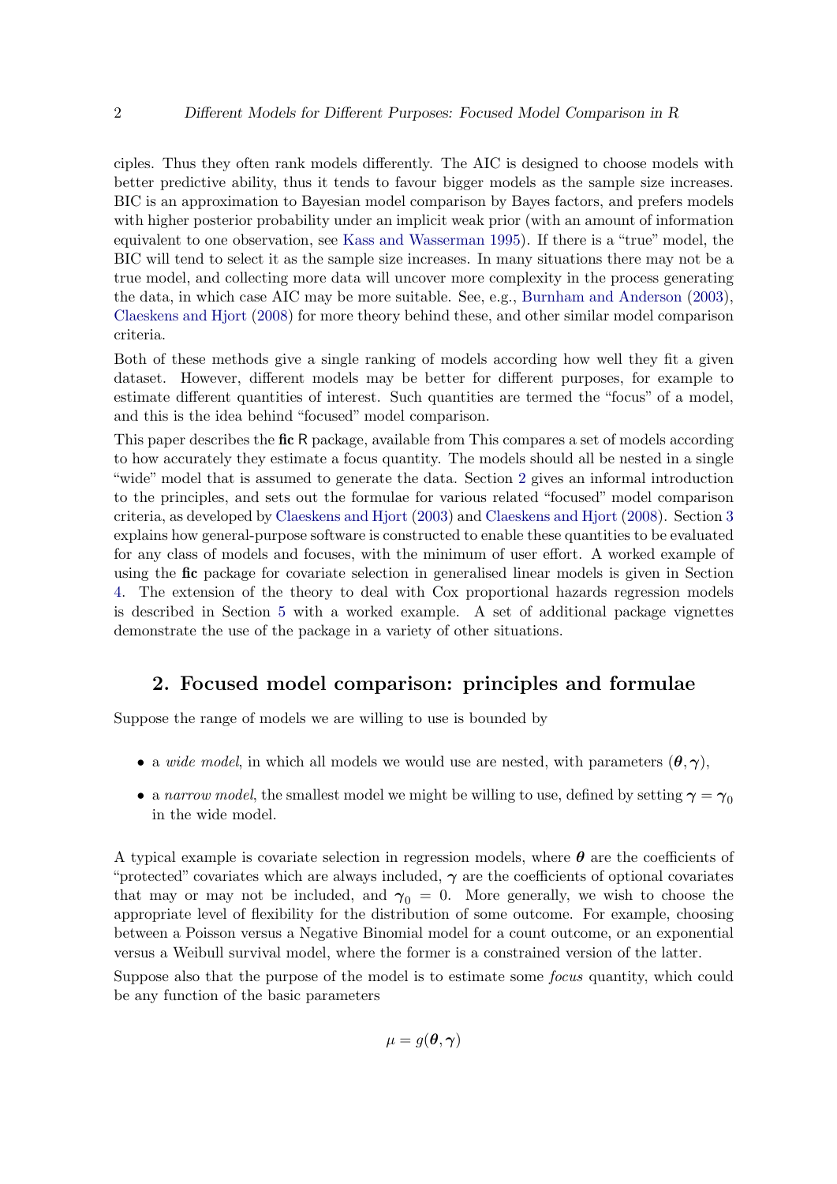ciples. Thus they often rank models differently. The AIC is designed to choose models with better predictive ability, thus it tends to favour bigger models as the sample size increases. BIC is an approximation to Bayesian model comparison by Bayes factors, and prefers models with higher posterior probability under an implicit weak prior (with an amount of information equivalent to one observation, see Kass and Wasserman 1995). If there is a "true" model, the BIC will tend to select it as the sample size increases. In many situations there may not be a true model, and collecting more data will uncover more complexity in the process generating the data, in which case AIC may be more suitable. See, e.g., Burnham and Anderson (2003), Claeskens and Hjort (2008) for more theory behind these, and other similar model comparison criteria.

Both of these methods give a single ranking of models according how well they fit a given dataset. However, different models may be better for different purposes, for example to estimate different quantities of interest. Such quantities are termed the "focus" of a model, and this is the idea behind "focused" model comparison.

This paper describes the **fic** R package, available from This compares a set of models according to how accurately they estimate a focus quantity. The models should all be nested in a single "wide" model that is assumed to generate the data. Section 2 gives an informal introduction to the principles, and sets out the formulae for various related "focused" model comparison criteria, as developed by Claeskens and Hjort (2003) and Claeskens and Hjort (2008). Section 3 explains how general-purpose software is constructed to enable these quantities to be evaluated for any class of models and focuses, with the minimum of user effort. A worked example of using the **fic** package for covariate selection in generalised linear models is given in Section 4. The extension of the theory to deal with Cox proportional hazards regression models is described in Section 5 with a worked example. A set of additional package vignettes demonstrate the use of the package in a variety of other situations.

## 2. Focused model comparison: principles and formulae

Suppose the range of models we are willing to use is bounded by

- a *wide model*, in which all models we would use are nested, with parameters $(\boldsymbol{\theta}, \boldsymbol{\gamma})$,
- a *narrow model*, the smallest model we might be willing to use, defined by setting $\boldsymbol{\gamma} = \boldsymbol{\gamma}_0$ in the wide model.

A typical example is covariate selection in regression models, where $\boldsymbol{\theta}$ are the coefficients of "protected" covariates which are always included, $\boldsymbol{\gamma}$ are the coefficients of optional covariates that may or may not be included, and $\boldsymbol{\gamma}_0 = 0$. More generally, we wish to choose the appropriate level of flexibility for the distribution of some outcome. For example, choosing between a Poisson versus a Negative Binomial model for a count outcome, or an exponential versus a Weibull survival model, where the former is a constrained version of the latter.

Suppose also that the purpose of the model is to estimate some *focus* quantity, which could be any function of the basic parameters

$$\mu = g(\boldsymbol{\theta}, \boldsymbol{\gamma})$$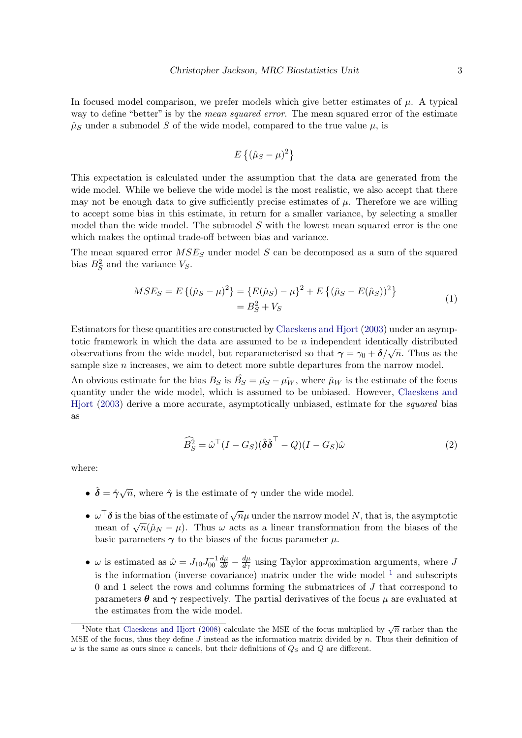In focused model comparison, we prefer models which give better estimates of $\mu$. A typical way to define "better" is by the *mean squared error*. The mean squared error of the estimate $\hat{\mu}_S$ under a submodel $S$ of the wide model, compared to the true value $\mu$, is

$$E\left\{(\hat{\mu}_S - \mu)^2\right\}$$

This expectation is calculated under the assumption that the data are generated from the wide model. While we believe the wide model is the most realistic, we also accept that there may not be enough data to give sufficiently precise estimates of $\mu$. Therefore we are willing to accept some bias in this estimate, in return for a smaller variance, by selecting a smaller model than the wide model. The submodel $S$ with the lowest mean squared error is the one which makes the optimal trade-off between bias and variance.

The mean squared error $MSE_S$ under model $S$ can be decomposed as a sum of the squared bias $B_S^2$ and the variance $V_S$.

$$\begin{aligned} MSE_S = E\left\{(\hat{\mu}_S - \mu)^2\right\} &= \left\{E(\hat{\mu}_S) - \mu\right\}^2 + E\left\{(\hat{\mu}_S - E(\hat{\mu}_S))^2\right\} \\ &= B_S^2 + V_S \end{aligned} \tag{1}$$

Estimators for these quantities are constructed by Claeskens and Hjort (2003) under an asymptotic framework in which the data are assumed to be $n$ independent identically distributed observations from the wide model, but reparameterised so that $\boldsymbol{\gamma} = \gamma_0 + \boldsymbol{\delta}/\sqrt{n}$. Thus as the sample size $n$ increases, we aim to detect more subtle departures from the narrow model.

An obvious estimate for the bias $B_S$ is $\hat{B_S} = \hat{\mu_S} - \hat{\mu_W}$, where $\hat{\mu}_W$ is the estimate of the focus quantity under the wide model, which is assumed to be unbiased. However, Claeskens and Hjort (2003) derive a more accurate, asymptotically unbiased, estimate for the *squared* bias as

$$\widehat{B_S^2} = \hat{\omega}^\top (I - G_S)(\hat{\boldsymbol{\delta}}\hat{\boldsymbol{\delta}}^\top - Q)(I - G_S)\hat{\omega} \tag{2}$$

where:

- $\hat{\boldsymbol{\delta}} = \hat{\boldsymbol{\gamma}}\sqrt{n}$, where $\hat{\boldsymbol{\gamma}}$ is the estimate of $\boldsymbol{\gamma}$ under the wide model.
- $\omega^\top \boldsymbol{\delta}$ is the bias of the estimate of $\sqrt{n}\mu$ under the narrow model $N$, that is, the asymptotic mean of $\sqrt{n}(\hat{\mu}_N - \mu)$. Thus $\omega$ acts as a linear transformation from the biases of the basic parameters $\boldsymbol{\gamma}$ to the biases of the focus parameter $\mu$.
- $\omega$ is estimated as $\hat{\omega} = J_{10}J_{00}^{-1}\frac{d\mu}{d\theta} - \frac{d\mu}{d\gamma}$ using Taylor approximation arguments, where $J$ is the information (inverse covariance) matrix under the wide model [1] and subscripts 0 and 1 select the rows and columns forming the submatrices of $J$ that correspond to parameters $\boldsymbol{\theta}$ and $\boldsymbol{\gamma}$ respectively. The partial derivatives of the focus $\mu$ are evaluated at the estimates from the wide model.

[1] Note that Claeskens and Hjort (2008) calculate the MSE of the focus multiplied by $\sqrt{n}$ rather than the MSE of the focus, thus they define $J$ instead as the information matrix divided by $n$. Thus their definition of $\omega$ is the same as ours since $n$ cancels, but their definitions of $Q_S$ and $Q$ are different.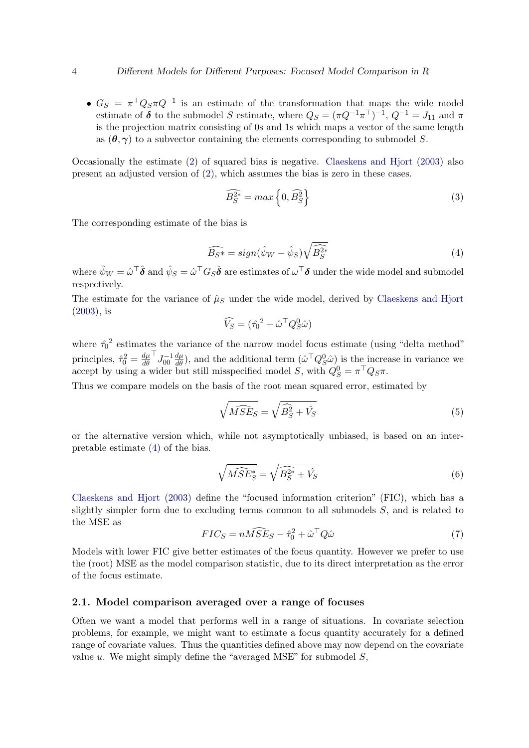- $G_S = \pi^\top Q_S \pi Q^{-1}$ is an estimate of the transformation that maps the wide model estimate of $\boldsymbol{\delta}$ to the submodel $S$ estimate, where $Q_S = (\pi Q^{-1} \pi^\top)^{-1}$, $Q^{-1} = J_{11}$ and $\pi$ is the projection matrix consisting of 0s and 1s which maps a vector of the same length as $(\boldsymbol{\theta}, \boldsymbol{\gamma})$ to a subvector containing the elements corresponding to submodel $S$.

Occasionally the estimate (2) of squared bias is negative. Claeskens and Hjort (2003) also present an adjusted version of (2), which assumes the bias is zero in these cases.

$$\widehat{B_S^{2*}} = max\left\{0, \widehat{B_S^2}\right\} \tag{3}$$

The corresponding estimate of the bias is

$$\widehat{B_{S*}} = sign(\hat{\psi}_W - \hat{\psi}_S)\sqrt{\widehat{B_S^{2*}}} \tag{4}$$

where $\hat{\psi}_W = \hat{\omega}^\top \hat{\boldsymbol{\delta}}$ and $\hat{\psi}_S = \hat{\omega}^\top G_S \hat{\boldsymbol{\delta}}$ are estimates of $\omega^\top \boldsymbol{\delta}$ under the wide model and submodel respectively.

The estimate for the variance of $\hat{\mu}_S$ under the wide model, derived by Claeskens and Hjort (2003), is

$$\widehat{V_S} = (\hat{\tau_0}^2 + \hat{\omega}^\top Q_S^0 \hat{\omega})$$

where $\hat{\tau_0}^2$ estimates the variance of the narrow model focus estimate (using "delta method" principles, $\hat{\tau}_0^2 = \frac{d\mu}{d\theta}^\top J_{00}^{-1} \frac{d\mu}{d\theta}$), and the additional term $(\hat{\omega}^\top Q_S^0 \hat{\omega})$ is the increase in variance we accept by using a wider but still misspecified model $S$, with $Q_S^0 = \pi^\top Q_S \pi$.

Thus we compare models on the basis of the root mean squared error, estimated by

$$\sqrt{\widehat{MSE}_S} = \sqrt{\widehat{B_S^2} + \hat{V_S}} \tag{5}$$

or the alternative version which, while not asymptotically unbiased, is based on an interpretable estimate (4) of the bias.

$$\sqrt{\widehat{MSE}_S^*} = \sqrt{\widehat{B_S^{2*}} + \hat{V_S}} \tag{6}$$

Claeskens and Hjort (2003) define the "focused information criterion" (FIC), which has a slightly simpler form due to excluding terms common to all submodels $S$, and is related to the MSE as

$$FIC_S = n\widehat{MSE}_S - \hat{\tau}_0^2 + \hat{\omega}^\top Q \hat{\omega} \tag{7}$$

Models with lower FIC give better estimates of the focus quantity. However we prefer to use the (root) MSE as the model comparison statistic, due to its direct interpretation as the error of the focus estimate.

## 2.1. Model comparison averaged over a range of focuses

Often we want a model that performs well in a range of situations. In covariate selection problems, for example, we might want to estimate a focus quantity accurately for a defined range of covariate values. Thus the quantities defined above may now depend on the covariate value $u$. We might simply define the "averaged MSE" for submodel $S$,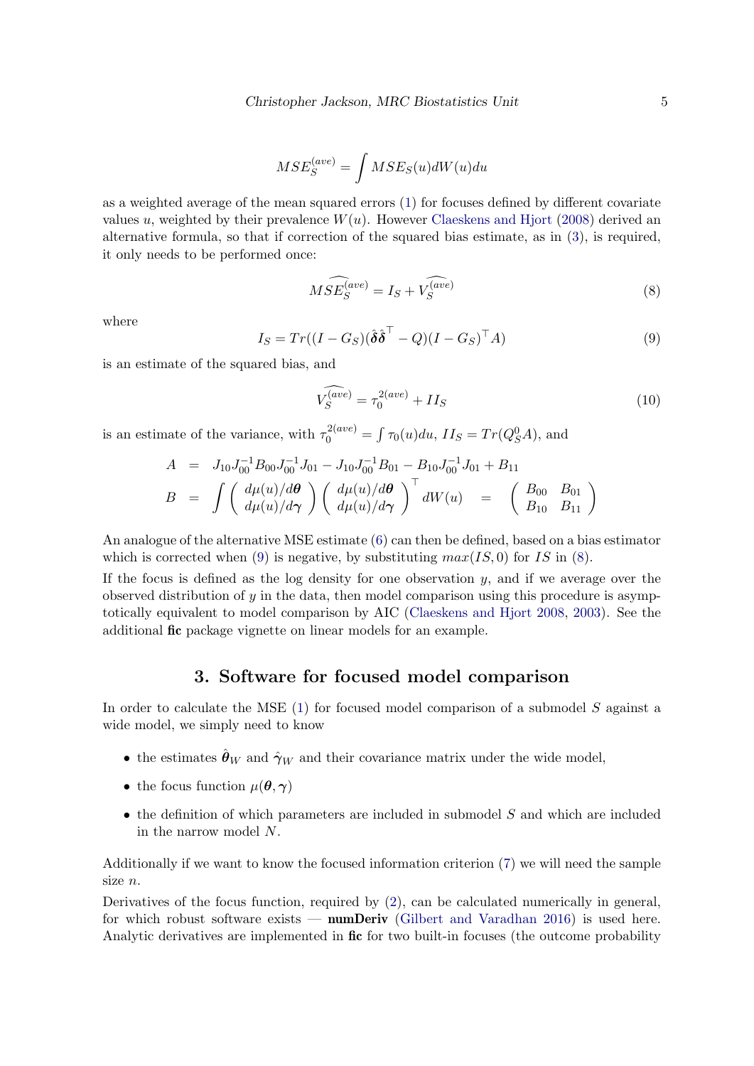$$MSE_S^{(ave)} = \int MSE_S(u) dW(u) du$$

as a weighted average of the mean squared errors (1) for focuses defined by different covariate values $u$, weighted by their prevalence $W(u)$. However Claeskens and Hjort (2008) derived an alternative formula, so that if correction of the squared bias estimate, as in (3), is required, it only needs to be performed once:

$$\widehat{MSE_S^{(ave)}} = I_S + \widehat{V_S^{(ave)}} \tag{8}$$

where

$$I_S = Tr((I - G_S)(\hat{\boldsymbol{\delta}}\hat{\boldsymbol{\delta}}^\top - Q)(I - G_S)^\top A) \tag{9}$$

is an estimate of the squared bias, and

$$\widehat{V_S^{(ave)}} = \tau_0^{2(ave)} + II_S \tag{10}$$

is an estimate of the variance, with $\tau_0^{2(ave)} = \int \tau_0(u) du$, $II_S = Tr(Q_S^0 A)$, and

$$\begin{aligned}
A &= J_{10} J_{00}^{-1} B_{00} J_{00}^{-1} J_{01} - J_{10} J_{00}^{-1} B_{01} - B_{10} J_{00}^{-1} J_{01} + B_{11} \\
B &= \int \left( \begin{array}{c} d\mu(u)/d\boldsymbol{\theta} \\ d\mu(u)/d\boldsymbol{\gamma} \end{array} \right) \left( \begin{array}{c} d\mu(u)/d\boldsymbol{\theta} \\ d\mu(u)/d\boldsymbol{\gamma} \end{array} \right)^\top dW(u) \quad = \quad \left( \begin{array}{cc} B_{00} & B_{01} \\ B_{10} & B_{11} \end{array} \right)
\end{aligned}$$

An analogue of the alternative MSE estimate (6) can then be defined, based on a bias estimator which is corrected when (9) is negative, by substituting $max(IS, 0)$ for $IS$ in (8).

If the focus is defined as the log density for one observation $y$, and if we average over the observed distribution of $y$ in the data, then model comparison using this procedure is asymptotically equivalent to model comparison by AIC (Claeskens and Hjort 2008, 2003). See the additional **fic** package vignette on linear models for an example.

## 3. Software for focused model comparison

In order to calculate the MSE (1) for focused model comparison of a submodel $S$ against a wide model, we simply need to know

- the estimates $\hat{\boldsymbol{\theta}}_W$ and $\hat{\boldsymbol{\gamma}}_W$ and their covariance matrix under the wide model,
- the focus function $\mu(\boldsymbol{\theta}, \boldsymbol{\gamma})$
- the definition of which parameters are included in submodel $S$ and which are included in the narrow model $N$.

Additionally if we want to know the focused information criterion (7) we will need the sample size $n$.

Derivatives of the focus function, required by (2), can be calculated numerically in general, for which robust software exists — **numDeriv** (Gilbert and Varadhan 2016) is used here. Analytic derivatives are implemented in **fic** for two built-in focuses (the outcome probability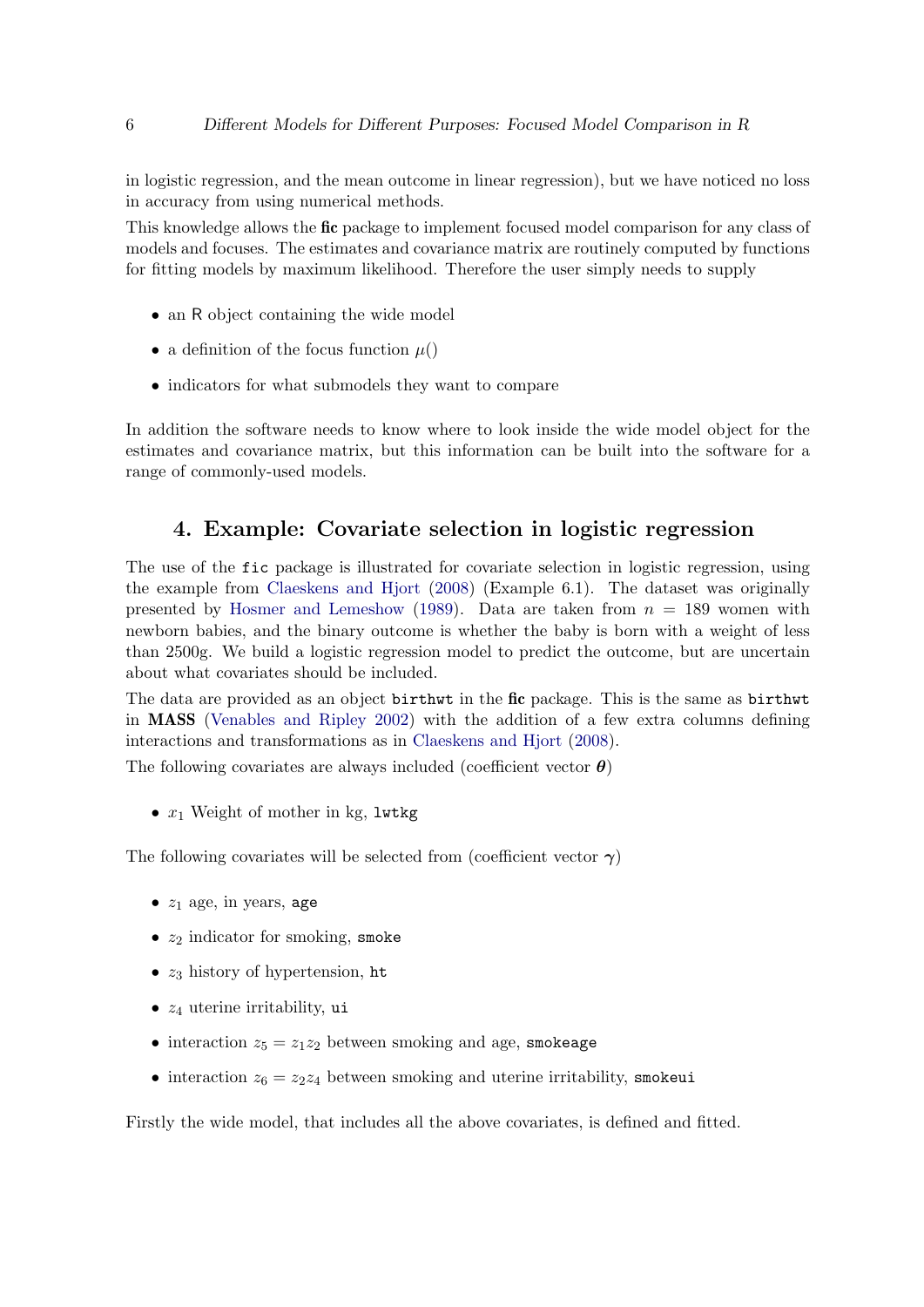in logistic regression, and the mean outcome in linear regression), but we have noticed no loss in accuracy from using numerical methods.

This knowledge allows the **fic** package to implement focused model comparison for any class of models and focuses. The estimates and covariance matrix are routinely computed by functions for fitting models by maximum likelihood. Therefore the user simply needs to supply

- an R object containing the wide model
- a definition of the focus function $\mu()$
- indicators for what submodels they want to compare

In addition the software needs to know where to look inside the wide model object for the estimates and covariance matrix, but this information can be built into the software for a range of commonly-used models.

## 4. Example: Covariate selection in logistic regression

The use of the `fic` package is illustrated for covariate selection in logistic regression, using the example from Claeskens and Hjort (2008) (Example 6.1). The dataset was originally presented by Hosmer and Lemeshow (1989). Data are taken from $n = 189$ women with newborn babies, and the binary outcome is whether the baby is born with a weight of less than 2500g. We build a logistic regression model to predict the outcome, but are uncertain about what covariates should be included.

The data are provided as an object `birthwt` in the **fic** package. This is the same as `birthwt` in **MASS** (Venables and Ripley 2002) with the addition of a few extra columns defining interactions and transformations as in Claeskens and Hjort (2008).

The following covariates are always included (coefficient vector $\boldsymbol{\theta}$)

- $x_1$ Weight of mother in kg, `lwtkg`

The following covariates will be selected from (coefficient vector $\boldsymbol{\gamma}$)

- $z_1$ age, in years, `age`
- $z_2$ indicator for smoking, `smoke`
- $z_3$ history of hypertension, `ht`
- $z_4$ uterine irritability, `ui`
- interaction $z_5 = z_1 z_2$ between smoking and age, `smokeage`
- interaction $z_6 = z_2 z_4$ between smoking and uterine irritability, `smokeui`

Firstly the wide model, that includes all the above covariates, is defined and fitted.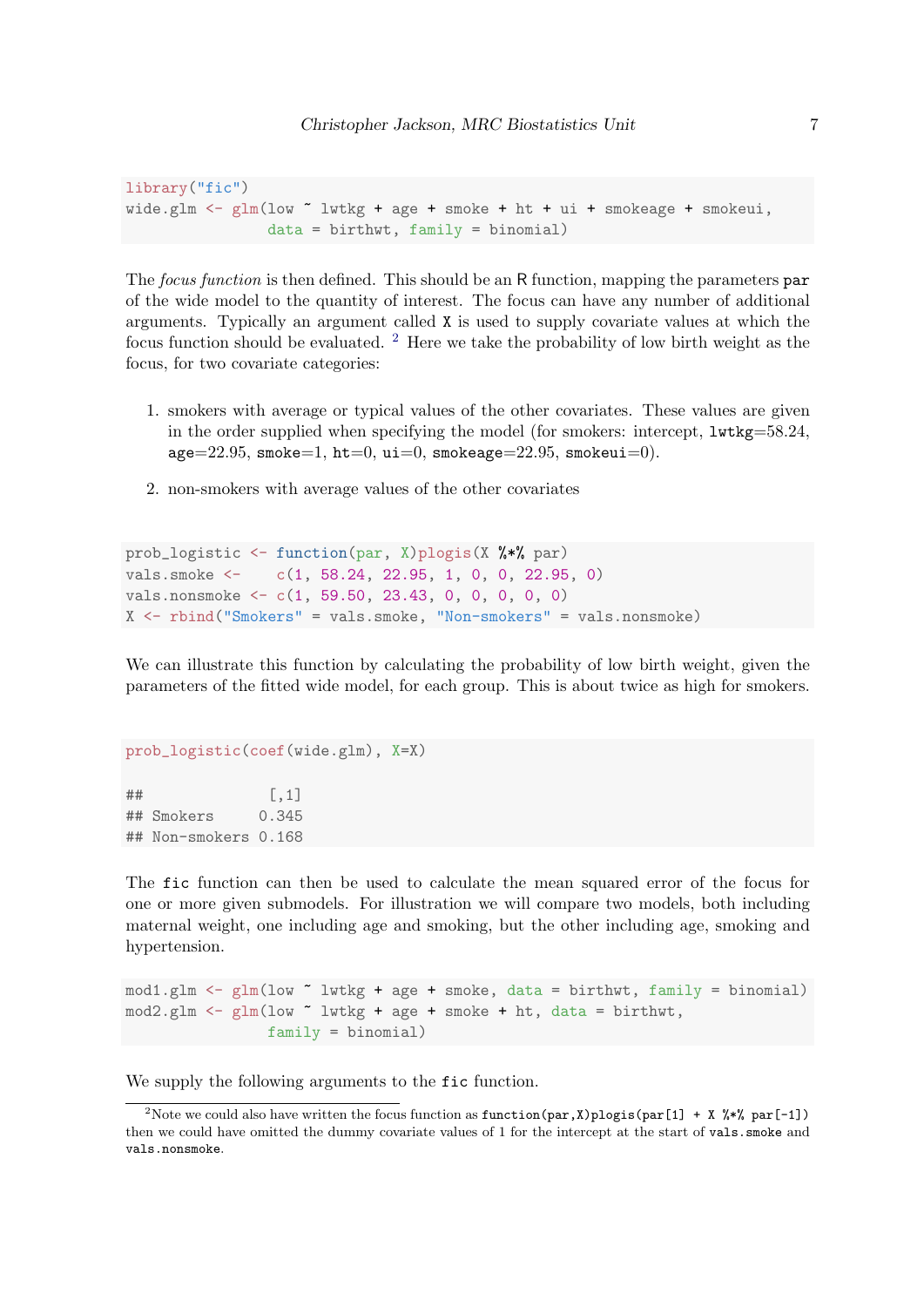```
library("fic")
wide.glm <- glm(low ~ lwtkg + age + smoke + ht + ui + smokeage + smokeui,
                data = birthwt, family = binomial)
```

The *focus function* is then defined. This should be an R function, mapping the parameters `par` of the wide model to the quantity of interest. The focus can have any number of additional arguments. Typically an argument called `X` is used to supply covariate values at which the focus function should be evaluated. [2] Here we take the probability of low birth weight as the focus, for two covariate categories:

1. smokers with average or typical values of the other covariates. These values are given in the order supplied when specifying the model (for smokers: intercept, `lwtkg`=58.24, `age`=22.95, `smoke`=1, `ht`=0, `ui`=0, `smokeage`=22.95, `smokeui`=0).

2. non-smokers with average values of the other covariates

```
prob_logistic <- function(par, X)plogis(X %*% par)
vals.smoke <-    c(1, 58.24, 22.95, 1, 0, 0, 22.95, 0)
vals.nonsmoke <- c(1, 59.50, 23.43, 0, 0, 0, 0, 0)
X <- rbind("Smokers" = vals.smoke, "Non-smokers" = vals.nonsmoke)
```

We can illustrate this function by calculating the probability of low birth weight, given the parameters of the fitted wide model, for each group. This is about twice as high for smokers.

```
prob_logistic(coef(wide.glm), X=X)

##              [,1]
## Smokers     0.345
## Non-smokers 0.168
```

The `fic` function can then be used to calculate the mean squared error of the focus for one or more given submodels. For illustration we will compare two models, both including maternal weight, one including age and smoking, but the other including age, smoking and hypertension.

```
mod1.glm <- glm(low ~ lwtkg + age + smoke, data = birthwt, family = binomial)
mod2.glm <- glm(low ~ lwtkg + age + smoke + ht, data = birthwt,
                family = binomial)
```

We supply the following arguments to the `fic` function.

[2]Note we could also have written the focus function as `function(par,X)plogis(par[1] + X %*% par[-1])` then we could have omitted the dummy covariate values of 1 for the intercept at the start of `vals.smoke` and `vals.nonsmoke`.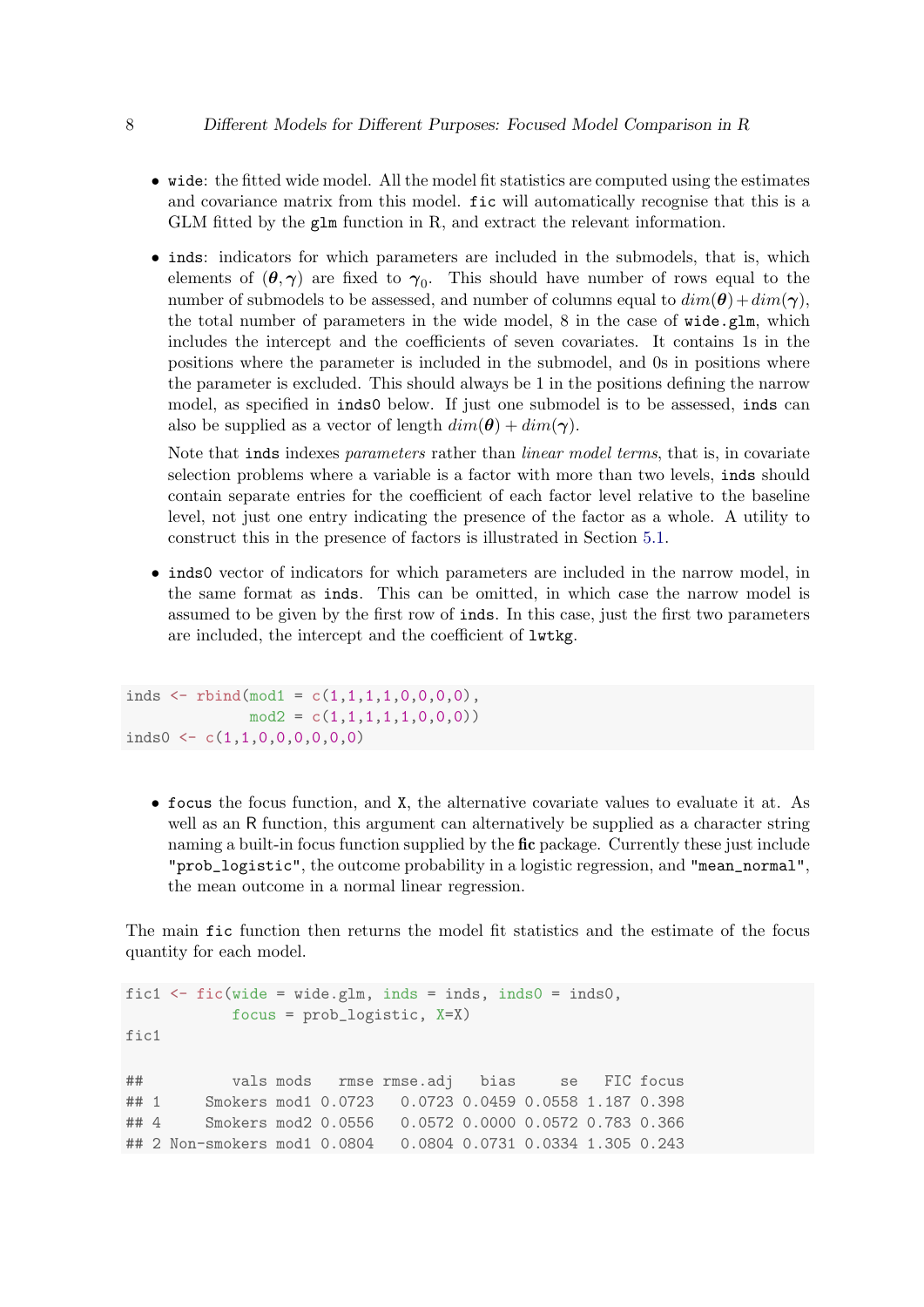- `wide`: the fitted wide model. All the model fit statistics are computed using the estimates and covariance matrix from this model. `fic` will automatically recognise that this is a GLM fitted by the `glm` function in R, and extract the relevant information.

- `inds`: indicators for which parameters are included in the submodels, that is, which elements of $(\boldsymbol{\theta}, \boldsymbol{\gamma})$ are fixed to $\boldsymbol{\gamma}_0$. This should have number of rows equal to the number of submodels to be assessed, and number of columns equal to $dim(\boldsymbol{\theta}) + dim(\boldsymbol{\gamma})$, the total number of parameters in the wide model, 8 in the case of `wide.glm`, which includes the intercept and the coefficients of seven covariates. It contains 1s in the positions where the parameter is included in the submodel, and 0s in positions where the parameter is excluded. This should always be 1 in the positions defining the narrow model, as specified in `inds0` below. If just one submodel is to be assessed, `inds` can also be supplied as a vector of length $dim(\boldsymbol{\theta}) + dim(\boldsymbol{\gamma})$.

  Note that `inds` indexes *parameters* rather than *linear model terms*, that is, in covariate selection problems where a variable is a factor with more than two levels, `inds` should contain separate entries for the coefficient of each factor level relative to the baseline level, not just one entry indicating the presence of the factor as a whole. A utility to construct this in the presence of factors is illustrated in Section 5.1.

- `inds0` vector of indicators for which parameters are included in the narrow model, in the same format as `inds`. This can be omitted, in which case the narrow model is assumed to be given by the first row of `inds`. In this case, just the first two parameters are included, the intercept and the coefficient of `lwtkg`.

```
inds <- rbind(mod1 = c(1,1,1,1,0,0,0,0),
              mod2 = c(1,1,1,1,1,0,0,0))
inds0 <- c(1,1,0,0,0,0,0,0)
```

- `focus` the focus function, and `X`, the alternative covariate values to evaluate it at. As well as an R function, this argument can alternatively be supplied as a character string naming a built-in focus function supplied by the **fic** package. Currently these just include `"prob_logistic"`, the outcome probability in a logistic regression, and `"mean_normal"`, the mean outcome in a normal linear regression.

The main `fic` function then returns the model fit statistics and the estimate of the focus quantity for each model.

```
fic1 <- fic(wide = wide.glm, inds = inds, inds0 = inds0,
            focus = prob_logistic, X=X)
fic1

##          vals mods   rmse rmse.adj   bias     se   FIC focus
## 1     Smokers mod1 0.0723   0.0723 0.0459 0.0558 1.187 0.398
## 4     Smokers mod2 0.0556   0.0572 0.0000 0.0572 0.783 0.366
## 2 Non-smokers mod1 0.0804   0.0804 0.0731 0.0334 1.305 0.243
```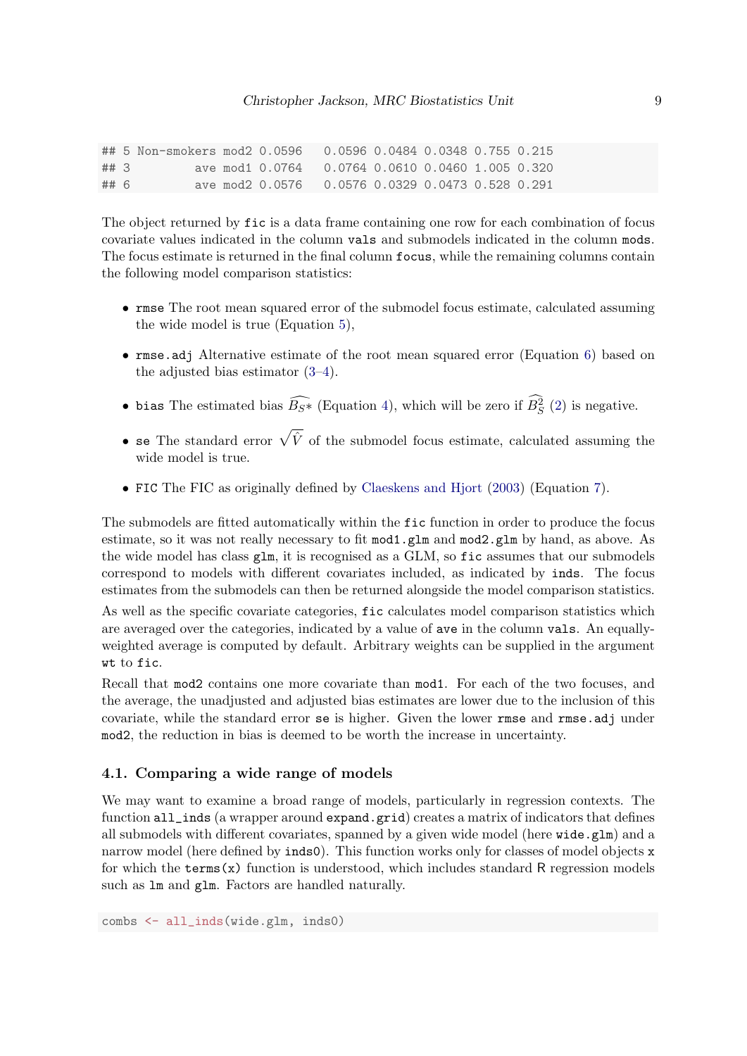```
## 5 Non-smokers mod2 0.0596   0.0596 0.0484 0.0348 0.755 0.215
## 3          ave mod1 0.0764   0.0764 0.0610 0.0460 1.005 0.320
## 6          ave mod2 0.0576   0.0576 0.0329 0.0473 0.528 0.291
```

The object returned by `fic` is a data frame containing one row for each combination of focus covariate values indicated in the column `vals` and submodels indicated in the column `mods`. The focus estimate is returned in the final column `focus`, while the remaining columns contain the following model comparison statistics:

- `rmse` The root mean squared error of the submodel focus estimate, calculated assuming the wide model is true (Equation 5),
- `rmse.adj` Alternative estimate of the root mean squared error (Equation 6) based on the adjusted bias estimator (3–4).
- `bias` The estimated bias $\widehat{B_S*}$ (Equation 4), which will be zero if $\widehat{B_S^2}$ (2) is negative.
- `se` The standard error $\sqrt{\hat{V}}$ of the submodel focus estimate, calculated assuming the wide model is true.
- `FIC` The FIC as originally defined by Claeskens and Hjort (2003) (Equation 7).

The submodels are fitted automatically within the `fic` function in order to produce the focus estimate, so it was not really necessary to fit `mod1.glm` and `mod2.glm` by hand, as above. As the wide model has class `glm`, it is recognised as a GLM, so `fic` assumes that our submodels correspond to models with different covariates included, as indicated by `inds`. The focus estimates from the submodels can then be returned alongside the model comparison statistics.

As well as the specific covariate categories, `fic` calculates model comparison statistics which are averaged over the categories, indicated by a value of `ave` in the column `vals`. An equally-weighted average is computed by default. Arbitrary weights can be supplied in the argument `wt` to `fic`.

Recall that `mod2` contains one more covariate than `mod1`. For each of the two focuses, and the average, the unadjusted and adjusted bias estimates are lower due to the inclusion of this covariate, while the standard error `se` is higher. Given the lower `rmse` and `rmse.adj` under `mod2`, the reduction in bias is deemed to be worth the increase in uncertainty.

### 4.1. Comparing a wide range of models

We may want to examine a broad range of models, particularly in regression contexts. The function `all_inds` (a wrapper around `expand.grid`) creates a matrix of indicators that defines all submodels with different covariates, spanned by a given wide model (here `wide.glm`) and a narrow model (here defined by `inds0`). This function works only for classes of model objects `x` for which the `terms(x)` function is understood, which includes standard R regression models such as `lm` and `glm`. Factors are handled naturally.

```
combs <- all_inds(wide.glm, inds0)
```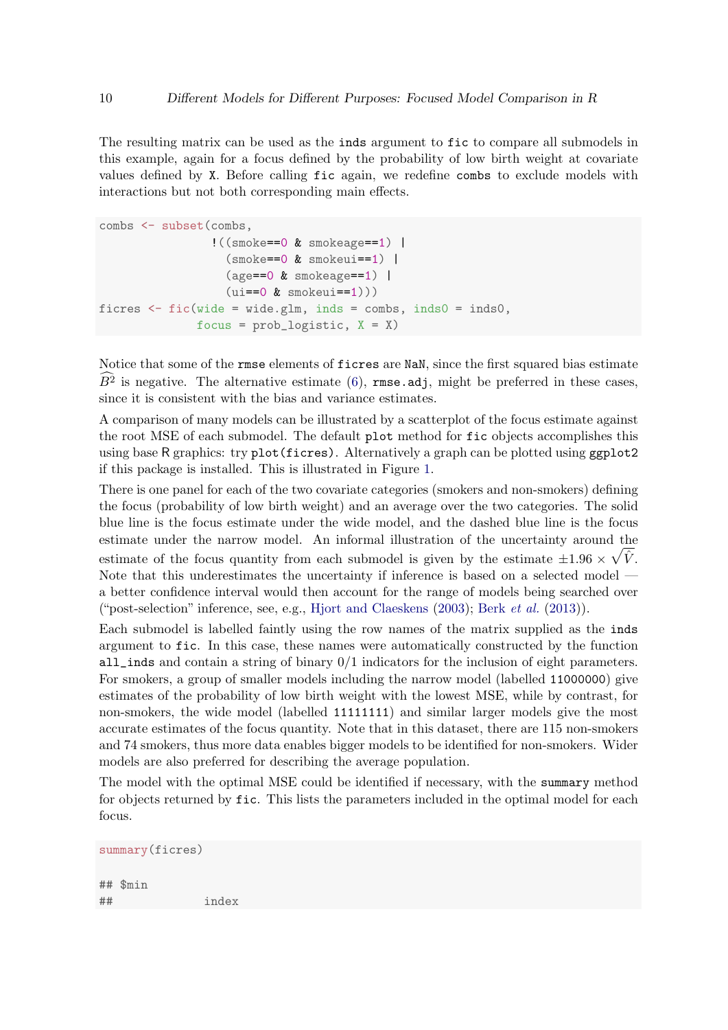The resulting matrix can be used as the `inds` argument to `fic` to compare all submodels in this example, again for a focus defined by the probability of low birth weight at covariate values defined by `X`. Before calling `fic` again, we redefine `combs` to exclude models with interactions but not both corresponding main effects.

```
combs <- subset(combs,
                !((smoke==0 & smokeage==1) |
                  (smoke==0 & smokeui==1) |
                  (age==0 & smokeage==1) |
                  (ui==0 & smokeui==1)))
ficres <- fic(wide = wide.glm, inds = combs, inds0 = inds0,
              focus = prob_logistic, X = X)
```

Notice that some of the `rmse` elements of `ficres` are `NaN`, since the first squared bias estimate $\widehat{B}^2$ is negative. The alternative estimate (6), `rmse.adj`, might be preferred in these cases, since it is consistent with the bias and variance estimates.

A comparison of many models can be illustrated by a scatterplot of the focus estimate against the root MSE of each submodel. The default `plot` method for `fic` objects accomplishes this using base R graphics: try `plot(ficres)`. Alternatively a graph can be plotted using `ggplot2` if this package is installed. This is illustrated in Figure 1.

There is one panel for each of the two covariate categories (smokers and non-smokers) defining the focus (probability of low birth weight) and an average over the two categories. The solid blue line is the focus estimate under the wide model, and the dashed blue line is the focus estimate under the narrow model. An informal illustration of the uncertainty around the estimate of the focus quantity from each submodel is given by the estimate $\pm 1.96 \times \sqrt{\hat{V}}$. Note that this underestimates the uncertainty if inference is based on a selected model — a better confidence interval would then account for the range of models being searched over ("post-selection" inference, see, e.g., Hjort and Claeskens (2003); Berk *et al.* (2013)).

Each submodel is labelled faintly using the row names of the matrix supplied as the `inds` argument to `fic`. In this case, these names were automatically constructed by the function `all_inds` and contain a string of binary 0/1 indicators for the inclusion of eight parameters. For smokers, a group of smaller models including the narrow model (labelled `11000000`) give estimates of the probability of low birth weight with the lowest MSE, while by contrast, for non-smokers, the wide model (labelled `11111111`) and similar larger models give the most accurate estimates of the focus quantity. Note that in this dataset, there are 115 non-smokers and 74 smokers, thus more data enables bigger models to be identified for non-smokers. Wider models are also preferred for describing the average population.

The model with the optimal MSE could be identified if necessary, with the `summary` method for objects returned by `fic`. This lists the parameters included in the optimal model for each focus.

```
summary(ficres)

## $min
##              index
```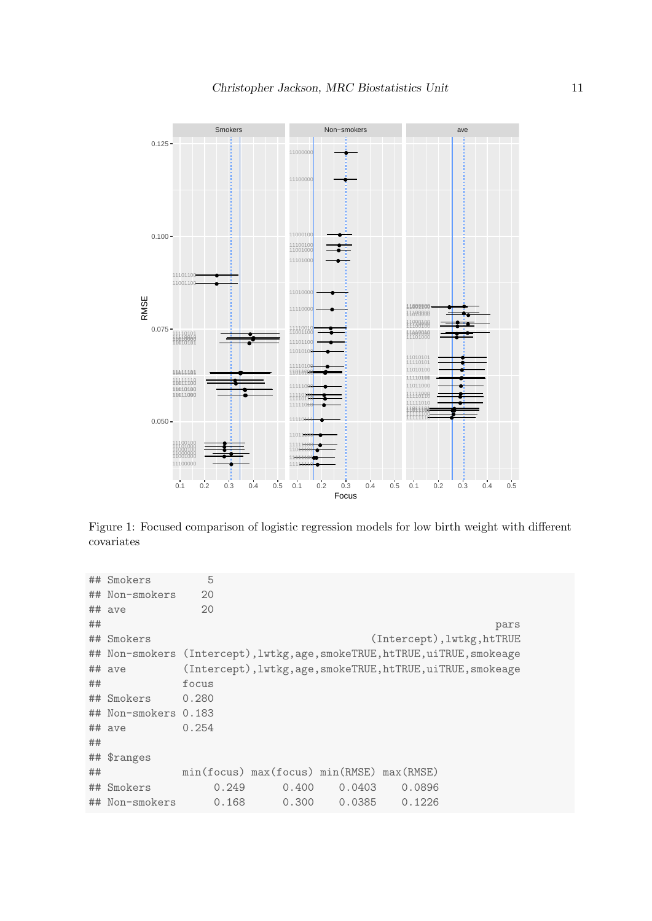Figure 1: Focused comparison of logistic regression models for low birth weight with different covariates

```
## Smokers         5
## Non-smokers    20
## ave            20
##                                                               pars
## Smokers                                    (Intercept),lwtkg,htTRUE
## Non-smokers (Intercept),lwtkg,age,smokeTRUE,htTRUE,uiTRUE,smokeage
## ave         (Intercept),lwtkg,age,smokeTRUE,htTRUE,uiTRUE,smokeage
##             focus
## Smokers     0.280
## Non-smokers 0.183
## ave         0.254
##
## $ranges
##             min(focus) max(focus) min(RMSE) max(RMSE)
## Smokers          0.249      0.400    0.0403    0.0896
## Non-smokers      0.168      0.300    0.0385    0.1226
```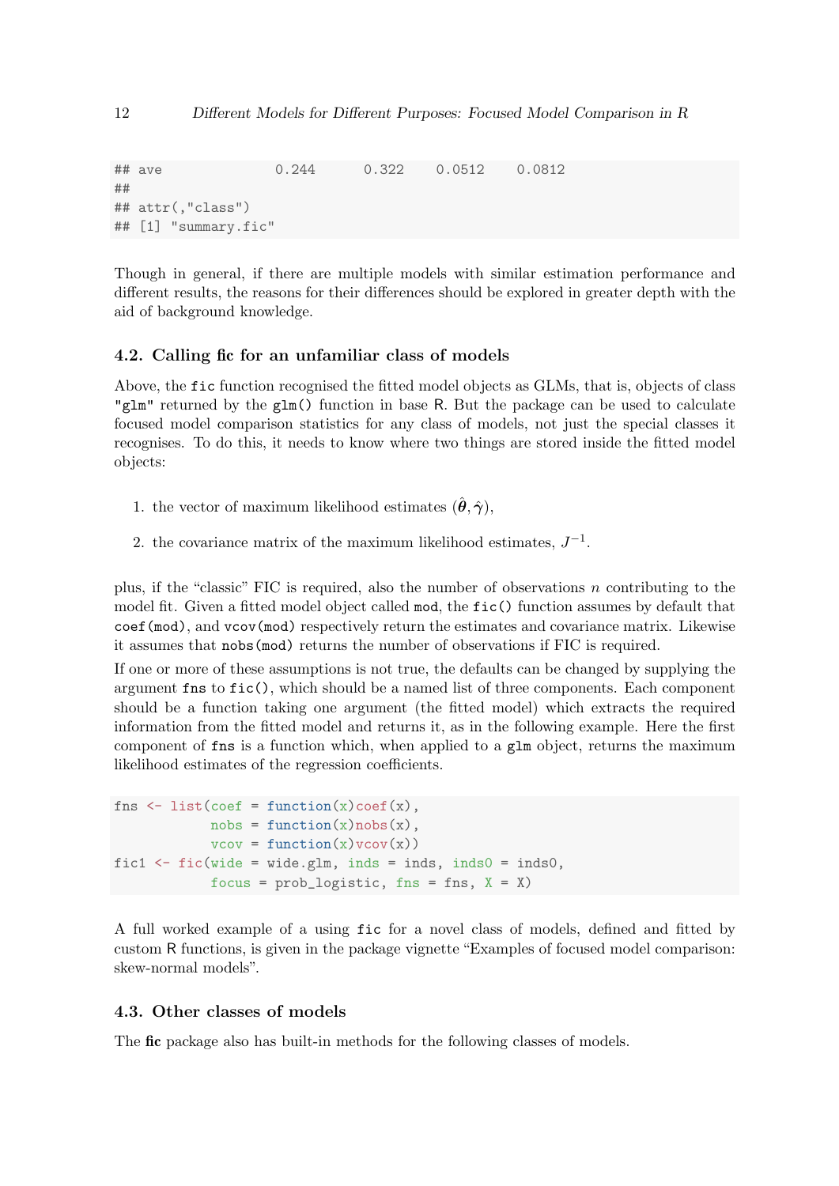```
## ave              0.244      0.322    0.0512    0.0812
##
## attr(,"class")
## [1] "summary.fic"
```

Though in general, if there are multiple models with similar estimation performance and different results, the reasons for their differences should be explored in greater depth with the aid of background knowledge.

### 4.2. Calling fic for an unfamiliar class of models

Above, the `fic` function recognised the fitted model objects as GLMs, that is, objects of class `"glm"` returned by the `glm()` function in base R. But the package can be used to calculate focused model comparison statistics for any class of models, not just the special classes it recognises. To do this, it needs to know where two things are stored inside the fitted model objects:

1. the vector of maximum likelihood estimates $(\hat{\boldsymbol{\theta}}, \hat{\boldsymbol{\gamma}})$,
2. the covariance matrix of the maximum likelihood estimates, $J^{-1}$.

plus, if the "classic" FIC is required, also the number of observations $n$ contributing to the model fit. Given a fitted model object called `mod`, the `fic()` function assumes by default that `coef(mod)`, and `vcov(mod)` respectively return the estimates and covariance matrix. Likewise it assumes that `nobs(mod)` returns the number of observations if FIC is required.

If one or more of these assumptions is not true, the defaults can be changed by supplying the argument `fns` to `fic()`, which should be a named list of three components. Each component should be a function taking one argument (the fitted model) which extracts the required information from the fitted model and returns it, as in the following example. Here the first component of `fns` is a function which, when applied to a `glm` object, returns the maximum likelihood estimates of the regression coefficients.

```
fns <- list(coef = function(x)coef(x),
            nobs = function(x)nobs(x),
            vcov = function(x)vcov(x))
fic1 <- fic(wide = wide.glm, inds = inds, inds0 = inds0,
            focus = prob_logistic, fns = fns, X = X)
```

A full worked example of a using `fic` for a novel class of models, defined and fitted by custom R functions, is given in the package vignette "Examples of focused model comparison: skew-normal models".

### 4.3. Other classes of models

The **fic** package also has built-in methods for the following classes of models.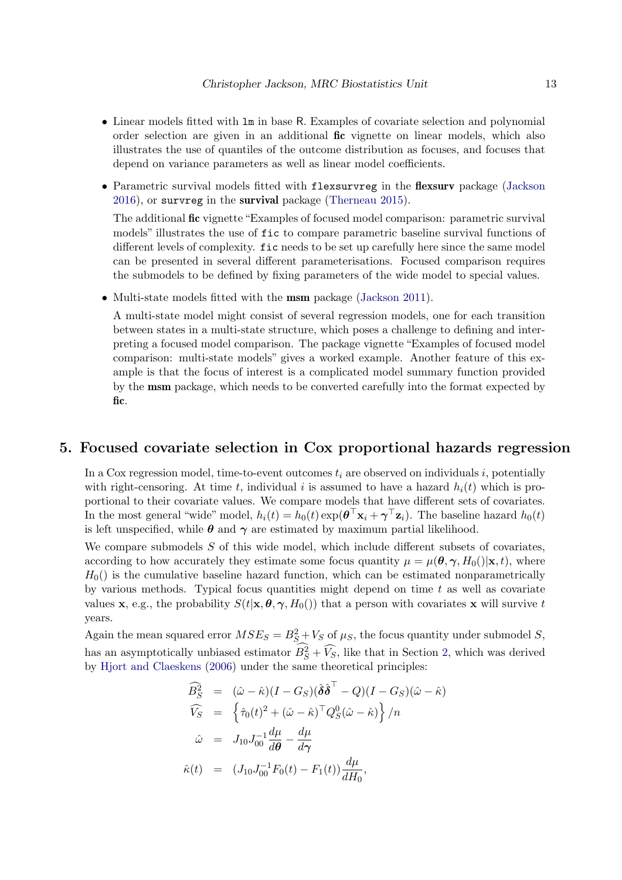- Linear models fitted with `lm` in base R. Examples of covariate selection and polynomial order selection are given in an additional **fic** vignette on linear models, which also illustrates the use of quantiles of the outcome distribution as focuses, and focuses that depend on variance parameters as well as linear model coefficients.
- Parametric survival models fitted with `flexsurvreg` in the **flexsurv** package (Jackson 2016), or `survreg` in the **survival** package (Therneau 2015).

  The additional **fic** vignette "Examples of focused model comparison: parametric survival models" illustrates the use of `fic` to compare parametric baseline survival functions of different levels of complexity. `fic` needs to be set up carefully here since the same model can be presented in several different parameterisations. Focused comparison requires the submodels to be defined by fixing parameters of the wide model to special values.
- Multi-state models fitted with the **msm** package (Jackson 2011).

  A multi-state model might consist of several regression models, one for each transition between states in a multi-state structure, which poses a challenge to defining and interpreting a focused model comparison. The package vignette "Examples of focused model comparison: multi-state models" gives a worked example. Another feature of this example is that the focus of interest is a complicated model summary function provided by the **msm** package, which needs to be converted carefully into the format expected by **fic**.

## 5. Focused covariate selection in Cox proportional hazards regression

In a Cox regression model, time-to-event outcomes $t_i$ are observed on individuals $i$, potentially with right-censoring. At time $t$, individual $i$ is assumed to have a hazard $h_i(t)$ which is proportional to their covariate values. We compare models that have different sets of covariates. In the most general "wide" model, $h_i(t) = h_0(t)\exp(\boldsymbol{\theta}^\top \mathbf{x}_i + \boldsymbol{\gamma}^\top \mathbf{z}_i)$. The baseline hazard $h_0(t)$ is left unspecified, while $\boldsymbol{\theta}$ and $\boldsymbol{\gamma}$ are estimated by maximum partial likelihood.

We compare submodels $S$ of this wide model, which include different subsets of covariates, according to how accurately they estimate some focus quantity $\mu = \mu(\boldsymbol{\theta}, \boldsymbol{\gamma}, H_0()|\mathbf{x}, t)$, where $H_0()$ is the cumulative baseline hazard function, which can be estimated nonparametrically by various methods. Typical focus quantities might depend on time $t$ as well as covariate values $\mathbf{x}$, e.g., the probability $S(t|\mathbf{x}, \boldsymbol{\theta}, \boldsymbol{\gamma}, H_0())$ that a person with covariates $\mathbf{x}$ will survive $t$ years.

Again the mean squared error $MSE_S = B_S^2 + V_S$ of $\mu_S$, the focus quantity under submodel $S$, has an asymptotically unbiased estimator $\widehat{B_S^2} + \widehat{V_S}$, like that in Section 2, which was derived by Hjort and Claeskens (2006) under the same theoretical principles:

$$
\begin{aligned}
\widehat{B_S^2} &= (\hat{\omega} - \hat{\kappa})(I - G_S)(\hat{\boldsymbol{\delta}}\hat{\boldsymbol{\delta}}^\top - Q)(I - G_S)(\hat{\omega} - \hat{\kappa}) \\
\widehat{V_S} &= \left\{ \hat{\tau}_0(t)^2 + (\hat{\omega} - \hat{\kappa})^\top Q_S^0 (\hat{\omega} - \hat{\kappa}) \right\} / n \\
\hat{\omega} &= J_{10} J_{00}^{-1} \frac{d\mu}{d\boldsymbol{\theta}} - \frac{d\mu}{d\boldsymbol{\gamma}} \\
\hat{\kappa}(t) &= (J_{10} J_{00}^{-1} F_0(t) - F_1(t)) \frac{d\mu}{dH_0},
\end{aligned}
$$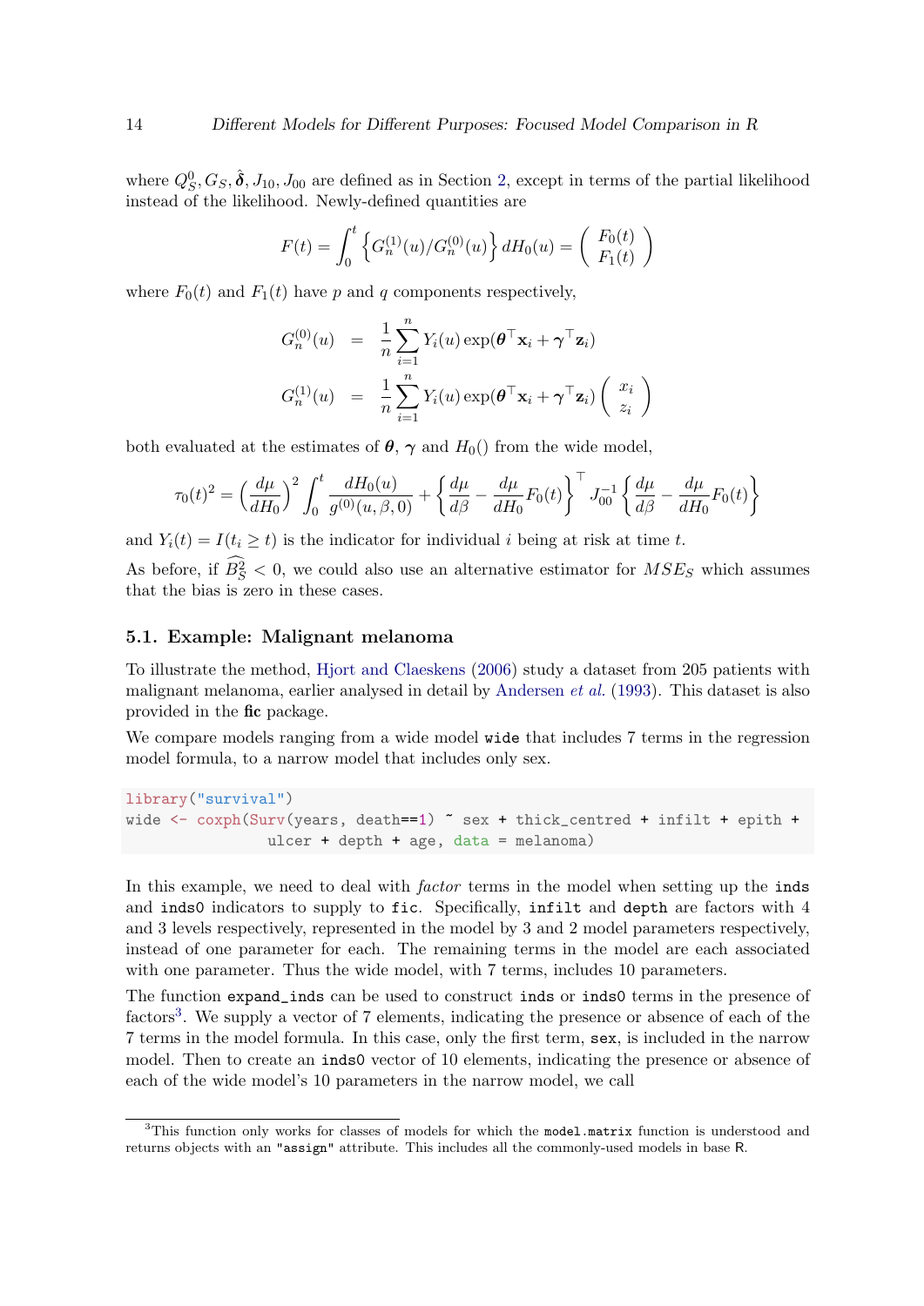where $Q_S^0, G_S, \hat{\boldsymbol{\delta}}, J_{10}, J_{00}$ are defined as in Section 2, except in terms of the partial likelihood instead of the likelihood. Newly-defined quantities are

$$F(t) = \int_0^t \left\{ G_n^{(1)}(u)/G_n^{(0)}(u) \right\} dH_0(u) = \begin{pmatrix} F_0(t) \\ F_1(t) \end{pmatrix}$$

where $F_0(t)$ and $F_1(t)$ have $p$ and $q$ components respectively,

$$\begin{aligned} G_n^{(0)}(u) &= \frac{1}{n}\sum_{i=1}^{n} Y_i(u)\exp(\boldsymbol{\theta}^\top \mathbf{x}_i + \boldsymbol{\gamma}^\top \mathbf{z}_i) \\ G_n^{(1)}(u) &= \frac{1}{n}\sum_{i=1}^{n} Y_i(u)\exp(\boldsymbol{\theta}^\top \mathbf{x}_i + \boldsymbol{\gamma}^\top \mathbf{z}_i)\begin{pmatrix} x_i \\ z_i \end{pmatrix} \end{aligned}$$

both evaluated at the estimates of $\boldsymbol{\theta}$, $\boldsymbol{\gamma}$ and $H_0()$ from the wide model,

$$\tau_0(t)^2 = \left(\frac{d\mu}{dH_0}\right)^2 \int_0^t \frac{dH_0(u)}{g^{(0)}(u,\beta,0)} + \left\{ \frac{d\mu}{d\beta} - \frac{d\mu}{dH_0}F_0(t) \right\}^\top J_{00}^{-1} \left\{ \frac{d\mu}{d\beta} - \frac{d\mu}{dH_0}F_0(t) \right\}$$

and $Y_i(t) = I(t_i \geq t)$ is the indicator for individual $i$ being at risk at time $t$.

As before, if $\widehat{B_S^2} < 0$, we could also use an alternative estimator for $MSE_S$ which assumes that the bias is zero in these cases.

### 5.1. Example: Malignant melanoma

To illustrate the method, Hjort and Claeskens (2006) study a dataset from 205 patients with malignant melanoma, earlier analysed in detail by Andersen *et al.* (1993). This dataset is also provided in the **fic** package.

We compare models ranging from a wide model `wide` that includes 7 terms in the regression model formula, to a narrow model that includes only sex.

```
library("survival")
wide <- coxph(Surv(years, death==1) ~ sex + thick_centred + infilt + epith +
                ulcer + depth + age, data = melanoma)
```

In this example, we need to deal with *factor* terms in the model when setting up the `inds` and `inds0` indicators to supply to `fic`. Specifically, `infilt` and `depth` are factors with 4 and 3 levels respectively, represented in the model by 3 and 2 model parameters respectively, instead of one parameter for each. The remaining terms in the model are each associated with one parameter. Thus the wide model, with 7 terms, includes 10 parameters.

The function `expand_inds` can be used to construct `inds` or `inds0` terms in the presence of factors[3]. We supply a vector of 7 elements, indicating the presence or absence of each of the 7 terms in the model formula. In this case, only the first term, `sex`, is included in the narrow model. Then to create an `inds0` vector of 10 elements, indicating the presence or absence of each of the wide model's 10 parameters in the narrow model, we call

[3]This function only works for classes of models for which the `model.matrix` function is understood and returns objects with an `"assign"` attribute. This includes all the commonly-used models in base R.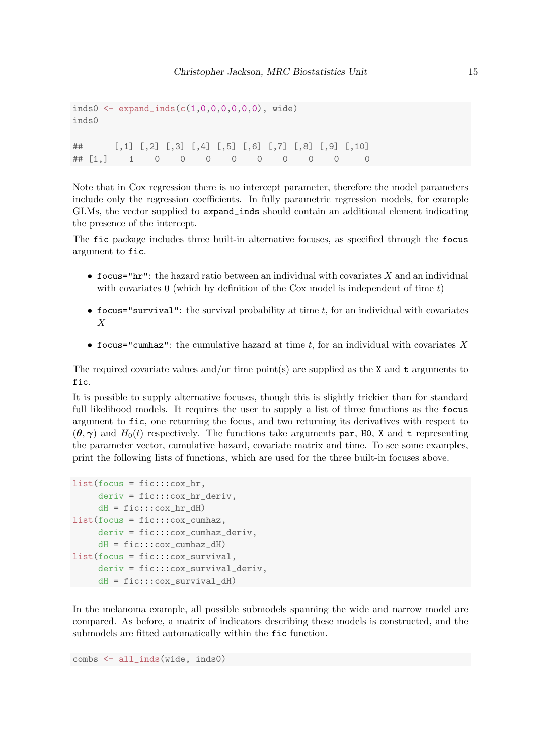```
inds0 <- expand_inds(c(1,0,0,0,0,0,0), wide)
inds0

##      [,1] [,2] [,3] [,4] [,5] [,6] [,7] [,8] [,9] [,10]
## [1,]    1    0    0    0    0    0    0    0    0     0
```

Note that in Cox regression there is no intercept parameter, therefore the model parameters include only the regression coefficients. In fully parametric regression models, for example GLMs, the vector supplied to `expand_inds` should contain an additional element indicating the presence of the intercept.

The `fic` package includes three built-in alternative focuses, as specified through the `focus` argument to `fic`.

- `focus="hr"`: the hazard ratio between an individual with covariates $X$ and an individual with covariates 0 (which by definition of the Cox model is independent of time $t$)
- `focus="survival"`: the survival probability at time $t$, for an individual with covariates $X$
- `focus="cumhaz"`: the cumulative hazard at time $t$, for an individual with covariates $X$

The required covariate values and/or time point(s) are supplied as the `X` and `t` arguments to `fic`.

It is possible to supply alternative focuses, though this is slightly trickier than for standard full likelihood models. It requires the user to supply a list of three functions as the `focus` argument to `fic`, one returning the focus, and two returning its derivatives with respect to $(\boldsymbol{\theta}, \boldsymbol{\gamma})$ and $H_0(t)$ respectively. The functions take arguments `par`, `H0`, `X` and `t` representing the parameter vector, cumulative hazard, covariate matrix and time. To see some examples, print the following lists of functions, which are used for the three built-in focuses above.

```
list(focus = fic:::cox_hr,
     deriv = fic:::cox_hr_deriv,
     dH = fic:::cox_hr_dH)
list(focus = fic:::cox_cumhaz,
     deriv = fic:::cox_cumhaz_deriv,
     dH = fic:::cox_cumhaz_dH)
list(focus = fic:::cox_survival,
     deriv = fic:::cox_survival_deriv,
     dH = fic:::cox_survival_dH)
```

In the melanoma example, all possible submodels spanning the wide and narrow model are compared. As before, a matrix of indicators describing these models is constructed, and the submodels are fitted automatically within the `fic` function.

```
combs <- all_inds(wide, inds0)
```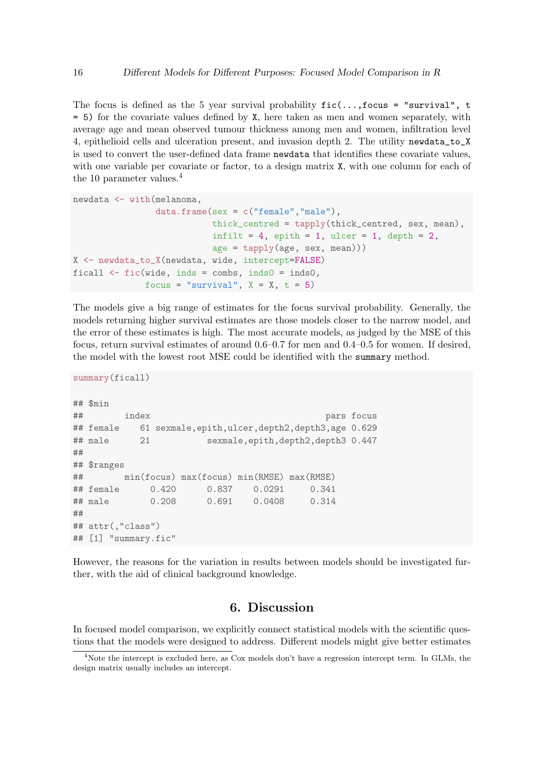The focus is defined as the 5 year survival probability `fic(...,focus = "survival", t = 5)` for the covariate values defined by `X`, here taken as men and women separately, with average age and mean observed tumour thickness among men and women, infiltration level 4, epithelioid cells and ulceration present, and invasion depth 2. The utility `newdata_to_X` is used to convert the user-defined data frame `newdata` that identifies these covariate values, with one variable per covariate or factor, to a design matrix `X`, with one column for each of the 10 parameter values.[4]

```
newdata <- with(melanoma,
                data.frame(sex = c("female","male"),
                           thick_centred = tapply(thick_centred, sex, mean),
                           infilt = 4, epith = 1, ulcer = 1, depth = 2,
                           age = tapply(age, sex, mean)))
X <- newdata_to_X(newdata, wide, intercept=FALSE)
ficall <- fic(wide, inds = combs, inds0 = inds0,
              focus = "survival", X = X, t = 5)
```

The models give a big range of estimates for the focus survival probability. Generally, the models returning higher survival estimates are those models closer to the narrow model, and the error of these estimates is high. The most accurate models, as judged by the MSE of this focus, return survival estimates of around 0.6–0.7 for men and 0.4–0.5 for women. If desired, the model with the lowest root MSE could be identified with the `summary` method.

```
summary(ficall)

## $min
##        index                               pars focus
## female    61 sexmale,epith,ulcer,depth2,depth3,age 0.629
## male      21           sexmale,epith,depth2,depth3 0.447
##
## $ranges
##        min(focus) max(focus) min(RMSE) max(RMSE)
## female      0.420      0.837    0.0291     0.341
## male        0.208      0.691    0.0408     0.314
##
## attr(,"class")
## [1] "summary.fic"
```

However, the reasons for the variation in results between models should be investigated further, with the aid of clinical background knowledge.

# 6. Discussion

In focused model comparison, we explicitly connect statistical models with the scientific questions that the models were designed to address. Different models might give better estimates

[4] Note the intercept is excluded here, as Cox models don't have a regression intercept term. In GLMs, the design matrix usually includes an intercept.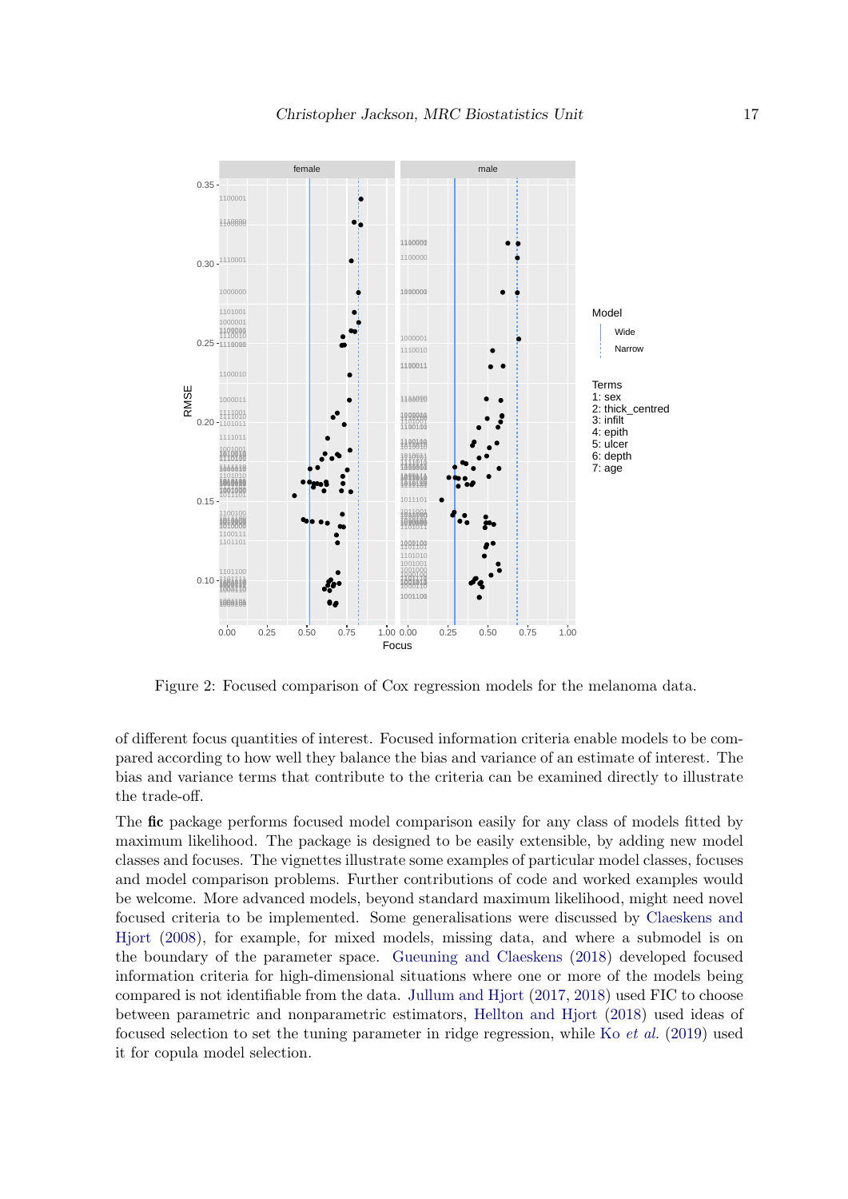Figure 2: Focused comparison of Cox regression models for the melanoma data.

of different focus quantities of interest. Focused information criteria enable models to be compared according to how well they balance the bias and variance of an estimate of interest. The bias and variance terms that contribute to the criteria can be examined directly to illustrate the trade-off.

The **fic** package performs focused model comparison easily for any class of models fitted by maximum likelihood. The package is designed to be easily extensible, by adding new model classes and focuses. The vignettes illustrate some examples of particular model classes, focuses and model comparison problems. Further contributions of code and worked examples would be welcome. More advanced models, beyond standard maximum likelihood, might need novel focused criteria to be implemented. Some generalisations were discussed by Claeskens and Hjort (2008), for example, for mixed models, missing data, and where a submodel is on the boundary of the parameter space. Gueuning and Claeskens (2018) developed focused information criteria for high-dimensional situations where one or more of the models being compared is not identifiable from the data. Jullum and Hjort (2017, 2018) used FIC to choose between parametric and nonparametric estimators, Hellton and Hjort (2018) used ideas of focused selection to set the tuning parameter in ridge regression, while Ko *et al.* (2019) used it for copula model selection.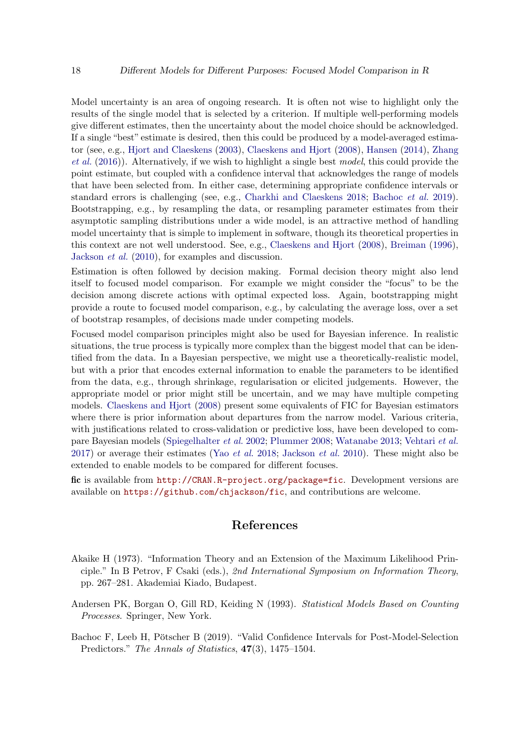Model uncertainty is an area of ongoing research. It is often not wise to highlight only the results of the single model that is selected by a criterion. If multiple well-performing models give different estimates, then the uncertainty about the model choice should be acknowledged. If a single "best" estimate is desired, then this could be produced by a model-averaged estimator (see, e.g., Hjort and Claeskens (2003), Claeskens and Hjort (2008), Hansen (2014), Zhang *et al.* (2016)). Alternatively, if we wish to highlight a single best *model*, this could provide the point estimate, but coupled with a confidence interval that acknowledges the range of models that have been selected from. In either case, determining appropriate confidence intervals or standard errors is challenging (see, e.g., Charkhi and Claeskens 2018; Bachoc *et al.* 2019). Bootstrapping, e.g., by resampling the data, or resampling parameter estimates from their asymptotic sampling distributions under a wide model, is an attractive method of handling model uncertainty that is simple to implement in software, though its theoretical properties in this context are not well understood. See, e.g., Claeskens and Hjort (2008), Breiman (1996), Jackson *et al.* (2010), for examples and discussion.

Estimation is often followed by decision making. Formal decision theory might also lend itself to focused model comparison. For example we might consider the "focus" to be the decision among discrete actions with optimal expected loss. Again, bootstrapping might provide a route to focused model comparison, e.g., by calculating the average loss, over a set of bootstrap resamples, of decisions made under competing models.

Focused model comparison principles might also be used for Bayesian inference. In realistic situations, the true process is typically more complex than the biggest model that can be identified from the data. In a Bayesian perspective, we might use a theoretically-realistic model, but with a prior that encodes external information to enable the parameters to be identified from the data, e.g., through shrinkage, regularisation or elicited judgements. However, the appropriate model or prior might still be uncertain, and we may have multiple competing models. Claeskens and Hjort (2008) present some equivalents of FIC for Bayesian estimators where there is prior information about departures from the narrow model. Various criteria, with justifications related to cross-validation or predictive loss, have been developed to compare Bayesian models (Spiegelhalter *et al.* 2002; Plummer 2008; Watanabe 2013; Vehtari *et al.* 2017) or average their estimates (Yao *et al.* 2018; Jackson *et al.* 2010). These might also be extended to enable models to be compared for different focuses.

**fic** is available from `http://CRAN.R-project.org/package=fic`. Development versions are available on `https://github.com/chjackson/fic`, and contributions are welcome.

## References

Akaike H (1973). "Information Theory and an Extension of the Maximum Likelihood Principle." In B Petrov, F Csaki (eds.), *2nd International Symposium on Information Theory*, pp. 267–281. Akademiai Kiado, Budapest.

Andersen PK, Borgan O, Gill RD, Keiding N (1993). *Statistical Models Based on Counting Processes*. Springer, New York.

Bachoc F, Leeb H, Pötscher B (2019). "Valid Confidence Intervals for Post-Model-Selection Predictors." *The Annals of Statistics*, **47**(3), 1475–1504.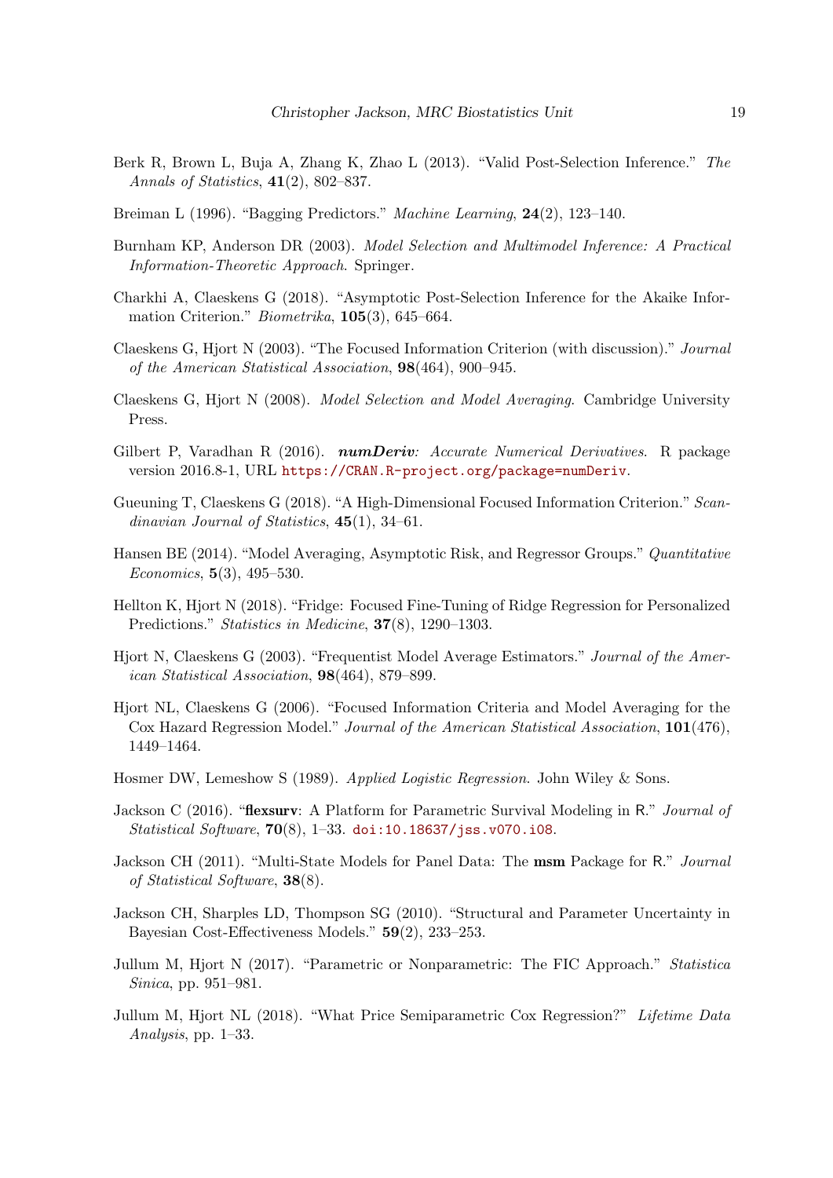Berk R, Brown L, Buja A, Zhang K, Zhao L (2013). "Valid Post-Selection Inference." *The Annals of Statistics*, **41**(2), 802–837.

Breiman L (1996). "Bagging Predictors." *Machine Learning*, **24**(2), 123–140.

Burnham KP, Anderson DR (2003). *Model Selection and Multimodel Inference: A Practical Information-Theoretic Approach*. Springer.

Charkhi A, Claeskens G (2018). "Asymptotic Post-Selection Inference for the Akaike Information Criterion." *Biometrika*, **105**(3), 645–664.

Claeskens G, Hjort N (2003). "The Focused Information Criterion (with discussion)." *Journal of the American Statistical Association*, **98**(464), 900–945.

Claeskens G, Hjort N (2008). *Model Selection and Model Averaging*. Cambridge University Press.

Gilbert P, Varadhan R (2016). ***numDeriv**: Accurate Numerical Derivatives*. R package version 2016.8-1, URL https://CRAN.R-project.org/package=numDeriv.

Gueuning T, Claeskens G (2018). "A High-Dimensional Focused Information Criterion." *Scandinavian Journal of Statistics*, **45**(1), 34–61.

Hansen BE (2014). "Model Averaging, Asymptotic Risk, and Regressor Groups." *Quantitative Economics*, **5**(3), 495–530.

Hellton K, Hjort N (2018). "Fridge: Focused Fine-Tuning of Ridge Regression for Personalized Predictions." *Statistics in Medicine*, **37**(8), 1290–1303.

Hjort N, Claeskens G (2003). "Frequentist Model Average Estimators." *Journal of the American Statistical Association*, **98**(464), 879–899.

Hjort NL, Claeskens G (2006). "Focused Information Criteria and Model Averaging for the Cox Hazard Regression Model." *Journal of the American Statistical Association*, **101**(476), 1449–1464.

Hosmer DW, Lemeshow S (1989). *Applied Logistic Regression*. John Wiley & Sons.

Jackson C (2016). "**flexsurv**: A Platform for Parametric Survival Modeling in R." *Journal of Statistical Software*, **70**(8), 1–33. doi:10.18637/jss.v070.i08.

Jackson CH (2011). "Multi-State Models for Panel Data: The **msm** Package for R." *Journal of Statistical Software*, **38**(8).

Jackson CH, Sharples LD, Thompson SG (2010). "Structural and Parameter Uncertainty in Bayesian Cost-Effectiveness Models." **59**(2), 233–253.

Jullum M, Hjort N (2017). "Parametric or Nonparametric: The FIC Approach." *Statistica Sinica*, pp. 951–981.

Jullum M, Hjort NL (2018). "What Price Semiparametric Cox Regression?" *Lifetime Data Analysis*, pp. 1–33.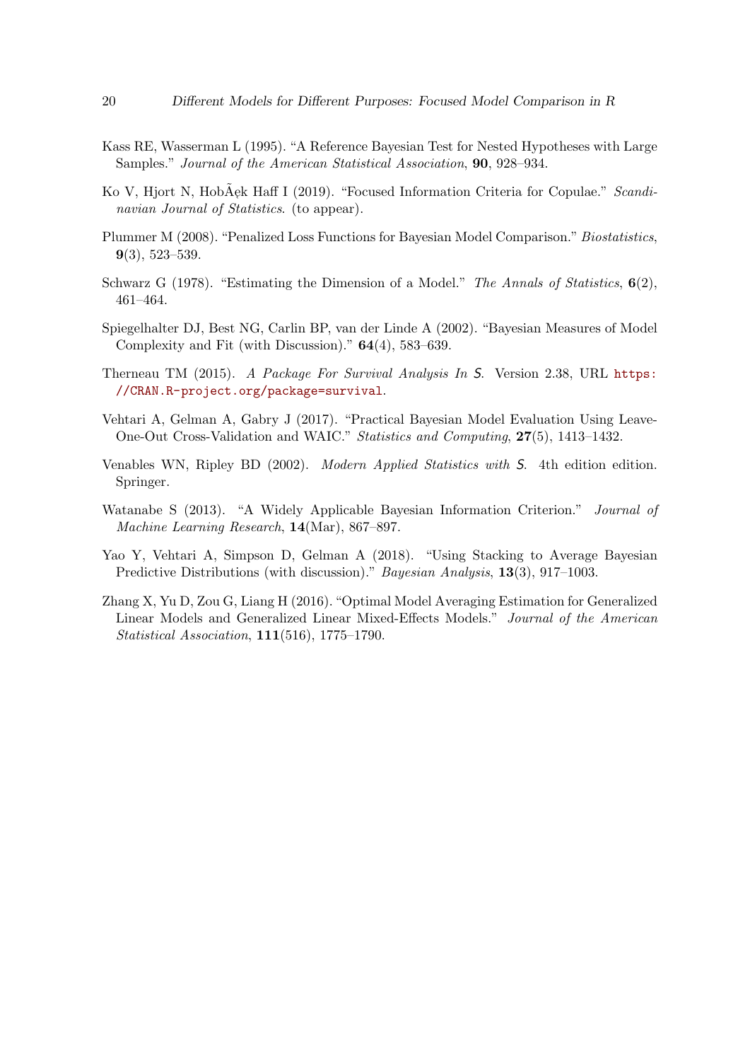Kass RE, Wasserman L (1995). "A Reference Bayesian Test for Nested Hypotheses with Large Samples." *Journal of the American Statistical Association*, **90**, 928–934.

Ko V, Hjort N, HobÃęk Haff I (2019). "Focused Information Criteria for Copulae." *Scandinavian Journal of Statistics*. (to appear).

Plummer M (2008). "Penalized Loss Functions for Bayesian Model Comparison." *Biostatistics*, **9**(3), 523–539.

Schwarz G (1978). "Estimating the Dimension of a Model." *The Annals of Statistics*, **6**(2), 461–464.

Spiegelhalter DJ, Best NG, Carlin BP, van der Linde A (2002). "Bayesian Measures of Model Complexity and Fit (with Discussion)." **64**(4), 583–639.

Therneau TM (2015). *A Package For Survival Analysis In S*. Version 2.38, URL https://CRAN.R-project.org/package=survival.

Vehtari A, Gelman A, Gabry J (2017). "Practical Bayesian Model Evaluation Using Leave-One-Out Cross-Validation and WAIC." *Statistics and Computing*, **27**(5), 1413–1432.

Venables WN, Ripley BD (2002). *Modern Applied Statistics with S*. 4th edition edition. Springer.

Watanabe S (2013). "A Widely Applicable Bayesian Information Criterion." *Journal of Machine Learning Research*, **14**(Mar), 867–897.

Yao Y, Vehtari A, Simpson D, Gelman A (2018). "Using Stacking to Average Bayesian Predictive Distributions (with discussion)." *Bayesian Analysis*, **13**(3), 917–1003.

Zhang X, Yu D, Zou G, Liang H (2016). "Optimal Model Averaging Estimation for Generalized Linear Models and Generalized Linear Mixed-Effects Models." *Journal of the American Statistical Association*, **111**(516), 1775–1790.